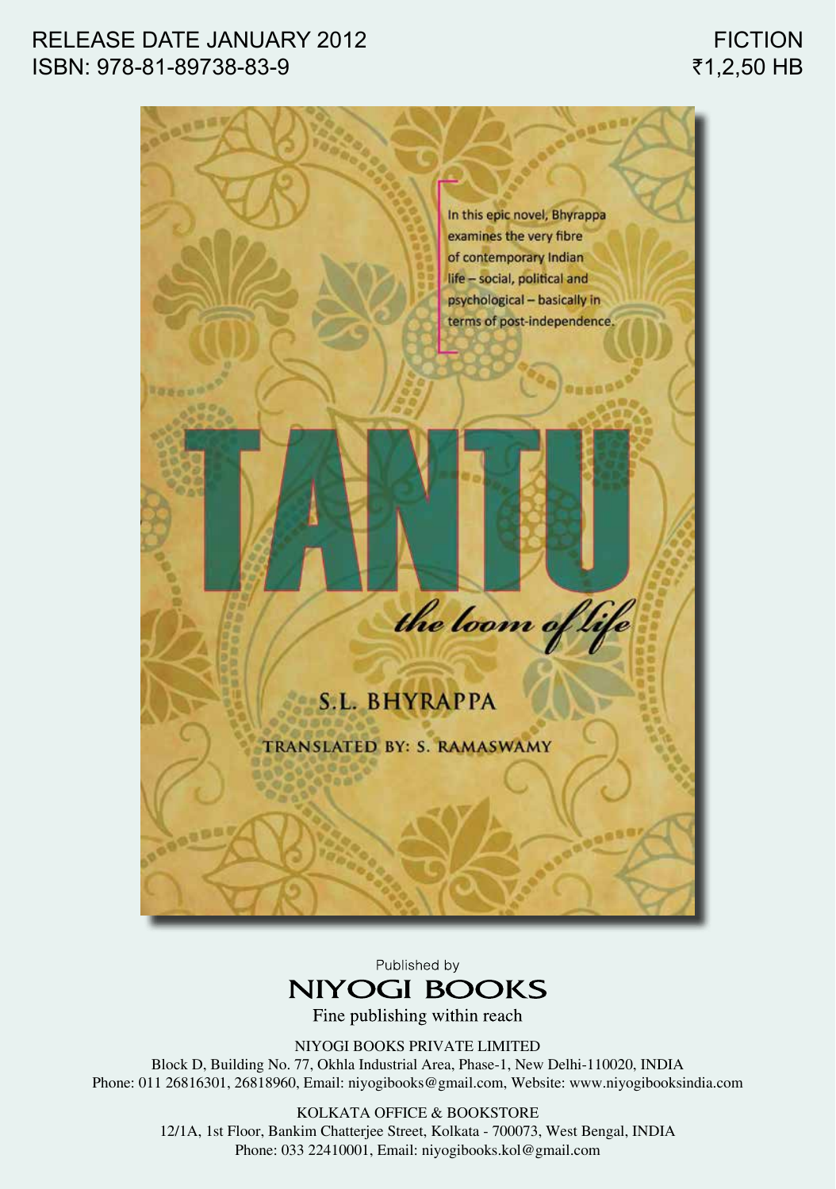RELEASE DATE JANUARY 2012
ISBN: 978-81-89738-83-9

FICTION
₹1,2,50 HB

In this epic novel, Bhyrappa examines the very fibre of contemporary Indian life – social, political and psychological – basically in terms of post-independence.

# TANTU

*the loom of life*

S.L. BHYRAPPA

TRANSLATED BY: S. RAMASWAMY

Published by

**NIYOGI BOOKS**

Fine publishing within reach

NIYOGI BOOKS PRIVATE LIMITED
Block D, Building No. 77, Okhla Industrial Area, Phase-1, New Delhi-110020, INDIA
Phone: 011 26816301, 26818960, Email: niyogibooks@gmail.com, Website: www.niyogibooksindia.com

KOLKATA OFFICE & BOOKSTORE
12/1A, 1st Floor, Bankim Chatterjee Street, Kolkata - 700073, West Bengal, INDIA
Phone: 033 22410001, Email: niyogibooks.kol@gmail.com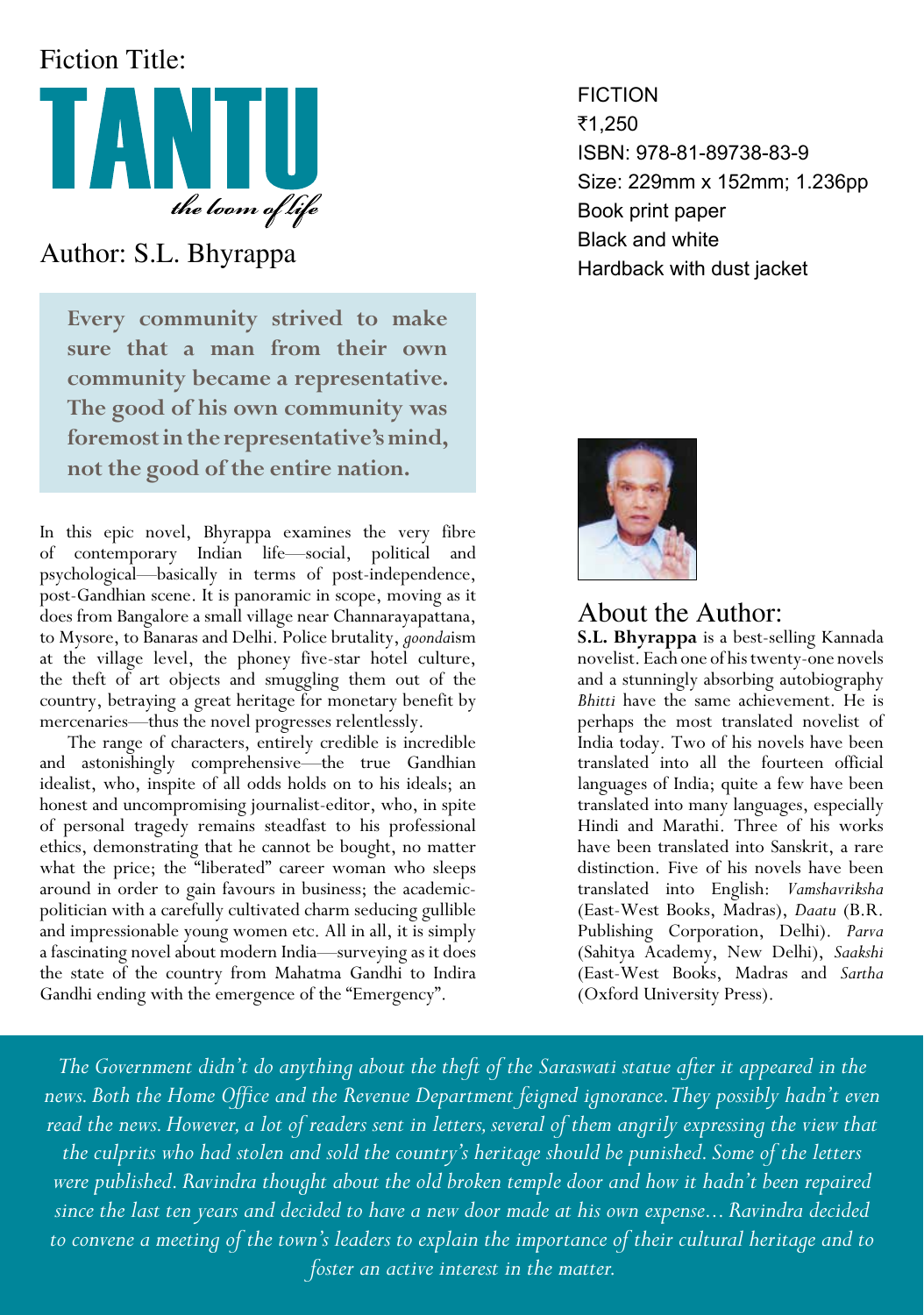Fiction Title:

# TANTU

*the loom of life*

Author: S.L. Bhyrappa

**Every community strived to make sure that a man from their own community became a representative. The good of his own community was foremost in the representative's mind, not the good of the entire nation.**

In this epic novel, Bhyrappa examines the very fibre of contemporary Indian life—social, political and psychological—basically in terms of post-independence, post-Gandhian scene. It is panoramic in scope, moving as it does from Bangalore a small village near Channarayapattana, to Mysore, to Banaras and Delhi. Police brutality, *goonda*ism at the village level, the phoney five-star hotel culture, the theft of art objects and smuggling them out of the country, betraying a great heritage for monetary benefit by mercenaries—thus the novel progresses relentlessly.

The range of characters, entirely credible is incredible and astonishingly comprehensive—the true Gandhian idealist, who, inspite of all odds holds on to his ideals; an honest and uncompromising journalist-editor, who, in spite of personal tragedy remains steadfast to his professional ethics, demonstrating that he cannot be bought, no matter what the price; the "liberated" career woman who sleeps around in order to gain favours in business; the academic-politician with a carefully cultivated charm seducing gullible and impressionable young women etc. All in all, it is simply a fascinating novel about modern India—surveying as it does the state of the country from Mahatma Gandhi to Indira Gandhi ending with the emergence of the "Emergency".

FICTION
₹1,250
ISBN: 978-81-89738-83-9
Size: 229mm x 152mm; 1.236pp
Book print paper
Black and white
Hardback with dust jacket

## About the Author:

**S.L. Bhyrappa** is a best-selling Kannada novelist. Each one of his twenty-one novels and a stunningly absorbing autobiography *Bhitti* have the same achievement. He is perhaps the most translated novelist of India today. Two of his novels have been translated into all the fourteen official languages of India; quite a few have been translated into many languages, especially Hindi and Marathi. Three of his works have been translated into Sanskrit, a rare distinction. Five of his novels have been translated into English: *Vamshavriksha* (East-West Books, Madras), *Daatu* (B.R. Publishing Corporation, Delhi). *Parva* (Sahitya Academy, New Delhi), *Saakshi* (East-West Books, Madras and *Sartha* (Oxford University Press).

*The Government didn't do anything about the theft of the Saraswati statue after it appeared in the news. Both the Home Office and the Revenue Department feigned ignorance. They possibly hadn't even read the news. However, a lot of readers sent in letters, several of them angrily expressing the view that the culprits who had stolen and sold the country's heritage should be punished. Some of the letters were published. Ravindra thought about the old broken temple door and how it hadn't been repaired since the last ten years and decided to have a new door made at his own expense... Ravindra decided to convene a meeting of the town's leaders to explain the importance of their cultural heritage and to foster an active interest in the matter.*